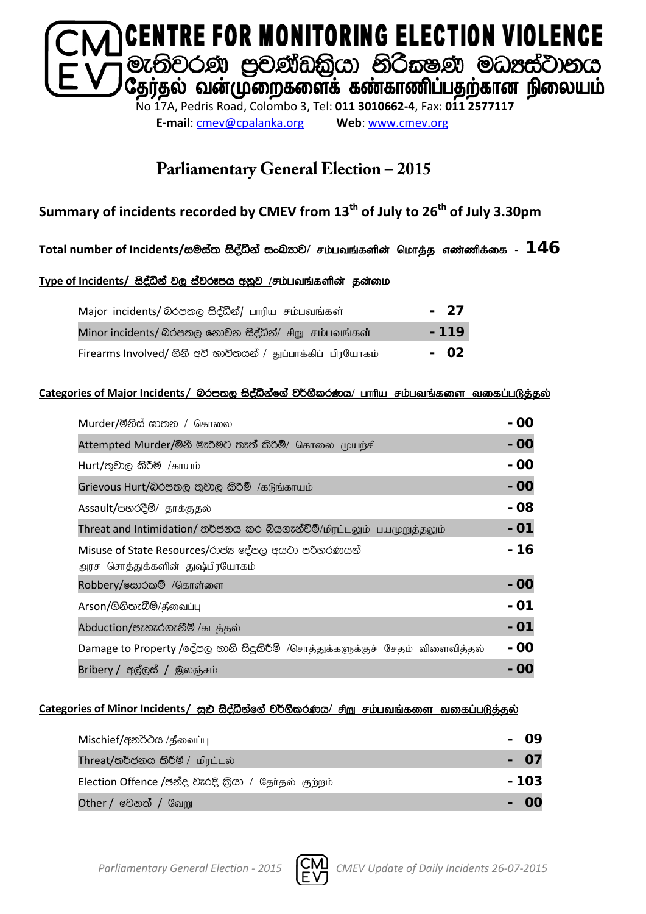# CENTRE FOR MONITORING ELECTION VIOLENCE

**මැතිවරණ ප්‍රචණ්ඩත්‍රියා නිරීක්ෂණ මධ්‍යස්ථානය**

**தேர்தல் வன்முறைகளைக் கண்காணிப்பதற்கான நிலையம்**

No 17A, Pedris Road, Colombo 3, Tel: **011 3010662-4**, Fax: **011 2577117**

**E-mail**: cmev@cpalanka.org **Web**: www.cmev.org

## Parliamentary General Election – 2015

### Summary of incidents recorded by CMEV from 13th of July to 26th of July 3.30pm

**Total number of Incidents/සමස්ත සිද්ධීන් සංඛ්‍යාව/ சம்பவங்களின் மொத்த எண்ணிக்கை - 146**

**Type of Incidents/ සිද්ධීන් වල ස්වරූපය අනුව /சம்பவங்களின் தன்மை**

| | |
|---|---|
| Major incidents/ බරපතල සිද්ධීන්/ பாரிய சம்பவங்கள் | - 27 |
| Minor incidents/ බරපතල නොවන සිද්ධීන්/ சிறு சம்பவங்கள் | - 119 |
| Firearms Involved/ ගිනි අවි භාවිතයන් / துப்பாக்கிப் பிரயோகம் | - 02 |

**Categories of Major Incidents/ බරපතල සිද්ධීන්ගේ වර්ගීකරණය/ பாரிய சம்பவங்களை வகைப்படுத்தல்**

| | |
|---|---|
| Murder/මිනිස් ඝාතන / கொலை | - 00 |
| Attempted Murder/මිනී මැරීමට තැත් කිරීම්/ கொலை முயற்சி | - 00 |
| Hurt/තුවාල කිරීම් /காயம் | - 00 |
| Grievous Hurt/බරපතල තුවාල කිරීම් /கடுங்காயம் | - 00 |
| Assault/පහරදීම්/ தாக்குதல் | - 08 |
| Threat and Intimidation/ තර්ජනය කර බියගැන්වීම්/மிரட்டலும் பயமுறுத்தலும் | - 01 |
| Misuse of State Resources/රාජ්‍ය දේපල අයථා පරිහරණයන් அரச சொத்துக்களின் துஷ்பிரயோகம் | - 16 |
| Robbery/සොරකම් /கொள்ளை | - 00 |
| Arson/ගිනිතැබීම්/தீவைப்பு | - 01 |
| Abduction/පැහැරගැනීම් /கடத்தல் | - 01 |
| Damage to Property /දේපල හානි සිදුකිරීම් /சொத்துக்களுக்குச் சேதம் விளைவித்தல் | - 00 |
| Bribery / අල්ලස් / இலஞ்சம் | - 00 |

**Categories of Minor Incidents/ සුළු සිද්ධීන්ගේ වර්ගීකරණය/ சிறு சம்பவங்களை வகைப்படுத்தல்**

| | |
|---|---|
| Mischief/අනර්ථය /தீவைப்பு | - 09 |
| Threat/තර්ජනය කිරීම් / மிரட்டல் | - 07 |
| Election Offence /ඡන්ද වැරදි ක්‍රියා / தேர்தல் குற்றம் | - 103 |
| Other / වෙනත් / வேறு | - 00 |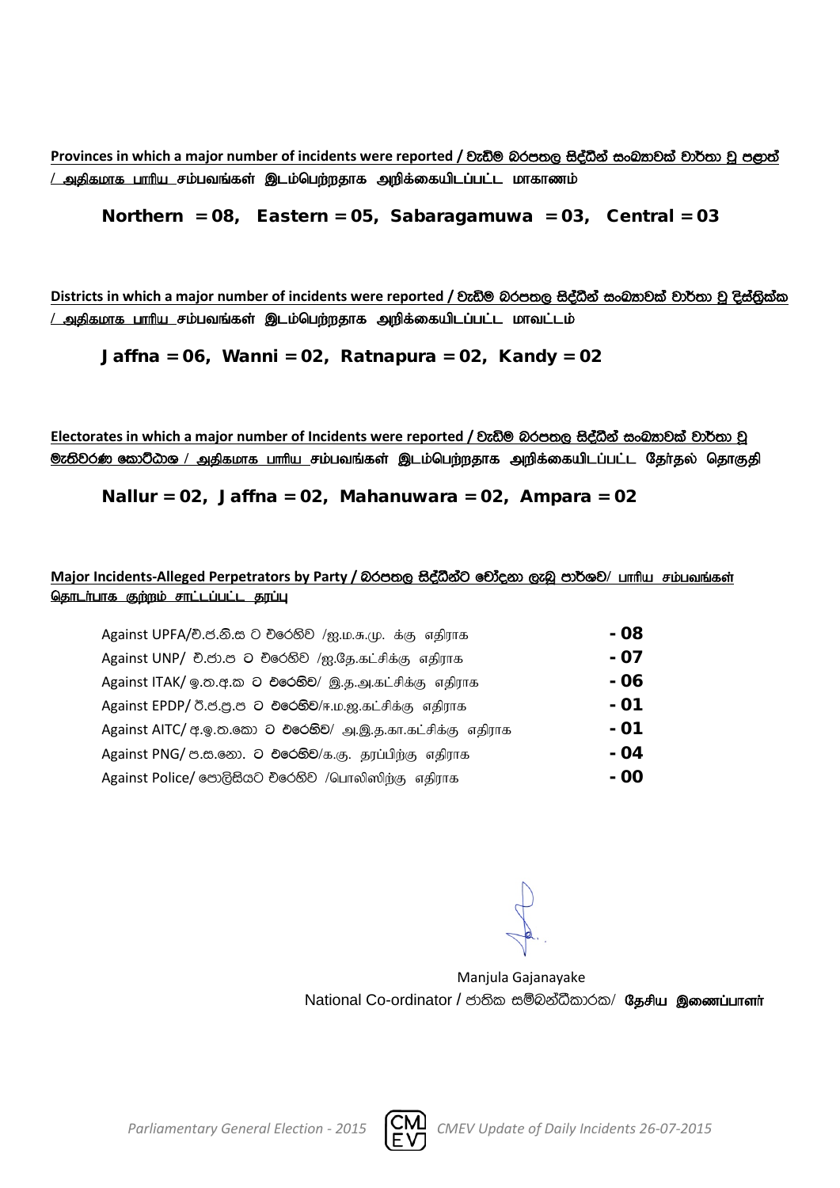**Provinces in which a major number of incidents were reported / වැඩිම බරපතල සිද්ධීන් සංඛ්‍යාවක් වාර්තා වූ පළාත් / அதிகமாக பாரிய சம்பவங்கள் இடம்பெற்றதாக அறிக்கையிடப்பட்ட மாகாணம்**

**Northern = 08, Eastern = 05, Sabaragamuwa = 03, Central = 03**

**Districts in which a major number of incidents were reported / වැඩිම බරපතල සිද්ධීන් සංඛ්‍යාවක් වාර්තා වූ දිස්ත්‍රික්ක / அதிகமாக பாரிய சம்பவங்கள் இடம்பெற்றதாக அறிக்கையிடப்பட்ட மாவட்டம்**

**Jaffna = 06, Wanni = 02, Ratnapura = 02, Kandy = 02**

**Electorates in which a major number of Incidents were reported / වැඩිම බරපතල සිද්ධීන් සංඛ්‍යාවක් වාර්තා වූ මැතිවරණ කොට්ඨාශ / அதிகமாக பாரிய சம்பவங்கள் இடம்பெற்றதாக அறிக்கையிடப்பட்ட தேர்தல் தொகுதி**

**Nallur = 02, Jaffna = 02, Mahanuwara = 02, Ampara = 02**

**Major Incidents-Alleged Perpetrators by Party / බරපතල සිද්ධීන්ට චෝදනා ලැබූ පාර්ශව/ பாரிய சம்பவங்கள் தொடர்பாக குற்றம் சாட்டப்பட்ட தரப்பு**

| | |
|---|---|
| Against UPFA/එ.ජ.නි.ස ට එරෙහිව /ஐ.ம.சு.மு. க்கு எதிராக | **- 08** |
| Against UNP/ එ.ජා.ප ට එරෙහිව /ஐ.தே.கட்சிக்கு எதிராக | **- 07** |
| Against ITAK/ ඉ.ත.අ.ක ට එරෙහිව/ இ.த.அ.கட்சிக்கு எதிராக | **- 06** |
| Against EPDP/ ඊ.ජ.ප්‍ර.ප ට එරෙහිව/ஈ.ம.ஜ.கட்சிக்கு எதிராக | **- 01** |
| Against AITC/ අ.ඉ.ත.කො ට එරෙහිව/ அ.இ.த.கா.கட்சிக்கு எதிராக | **- 01** |
| Against PNG/ ප.ස.නො. ට එරෙහිව/க.கு. தரப்பிற்கு எதிராக | **- 04** |
| Against Police/ පොලිසියට එරෙහිව /பொலிஸிற்கு எதிராக | **- 00** |

Manjula Gajanayake
National Co-ordinator / ජාතික සම්බන්ධීකාරක/ **தேசிய இணைப்பாளர்**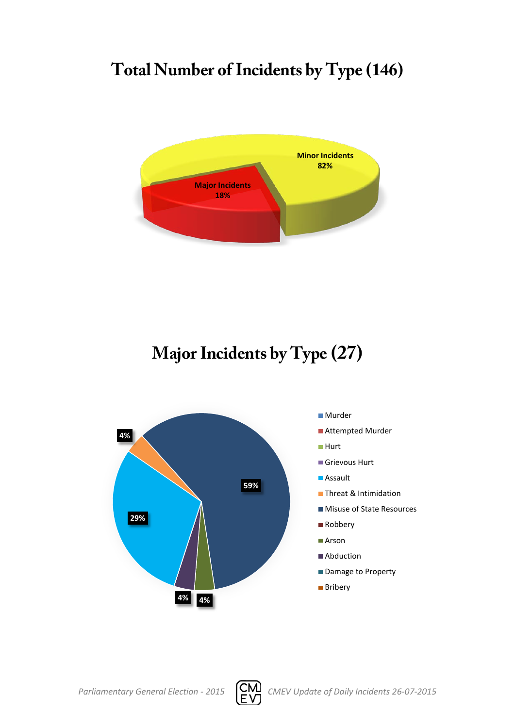# Total Number of Incidents by Type (146)

Minor Incidents 82%

Major Incidents 18%

# Major Incidents by Type (27)

59%

29%

4%

4%

4%

- Murder
- Attempted Murder
- Hurt
- Grievous Hurt
- Assault
- Threat & Intimidation
- Misuse of State Resources
- Robbery
- Arson
- Abduction
- Damage to Property
- Bribery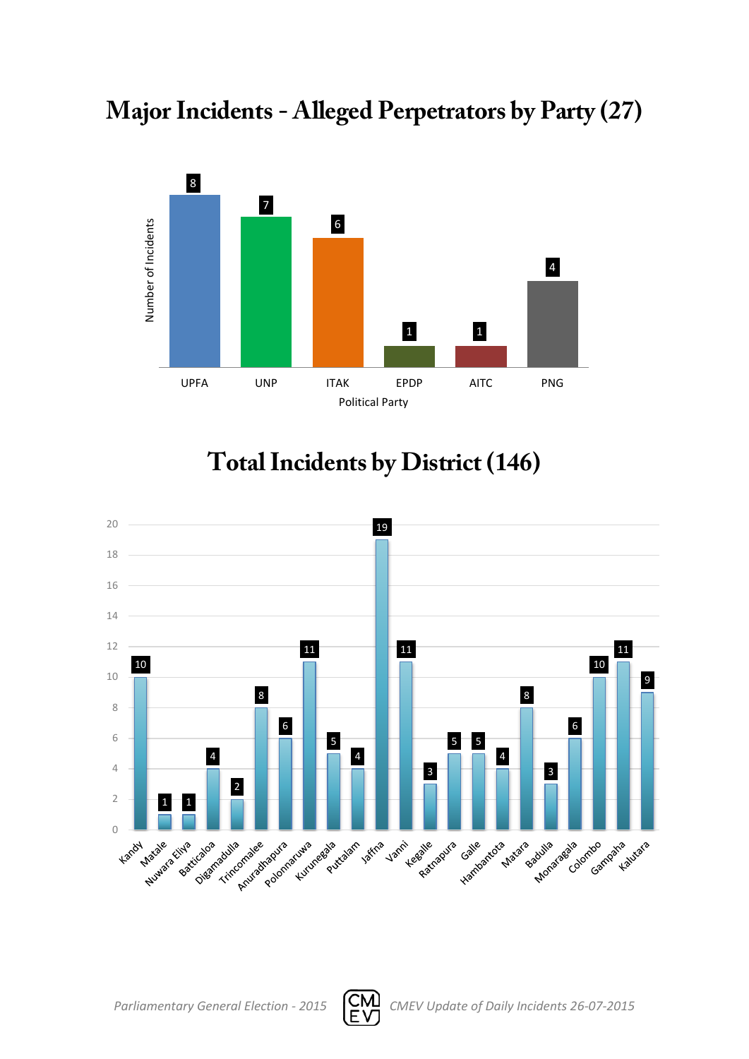# Major Incidents - Alleged Perpetrators by Party (27)

Number of Incidents

8
7
6
1
1
4

UPFA
UNP
ITAK
EPDP
AITC
PNG

Political Party

# Total Incidents by District (146)

20
18
16
14
12
10
8
6
4
2
0

10
1
1
4
2
8
6
11
5
4
19
11
3
5
5
4
8
3
6
10
11
9

Kandy
Matale
Nuwara Eliya
Batticaloa
Digamadulla
Trincomalee
Anuradhapura
Polonnaruwa
Kurunegala
Puttalam
Jaffna
Vanni
Kegalle
Ratnapura
Galle
Hambantota
Matara
Badulla
Monaragala
Colombo
Gampaha
Kalutara